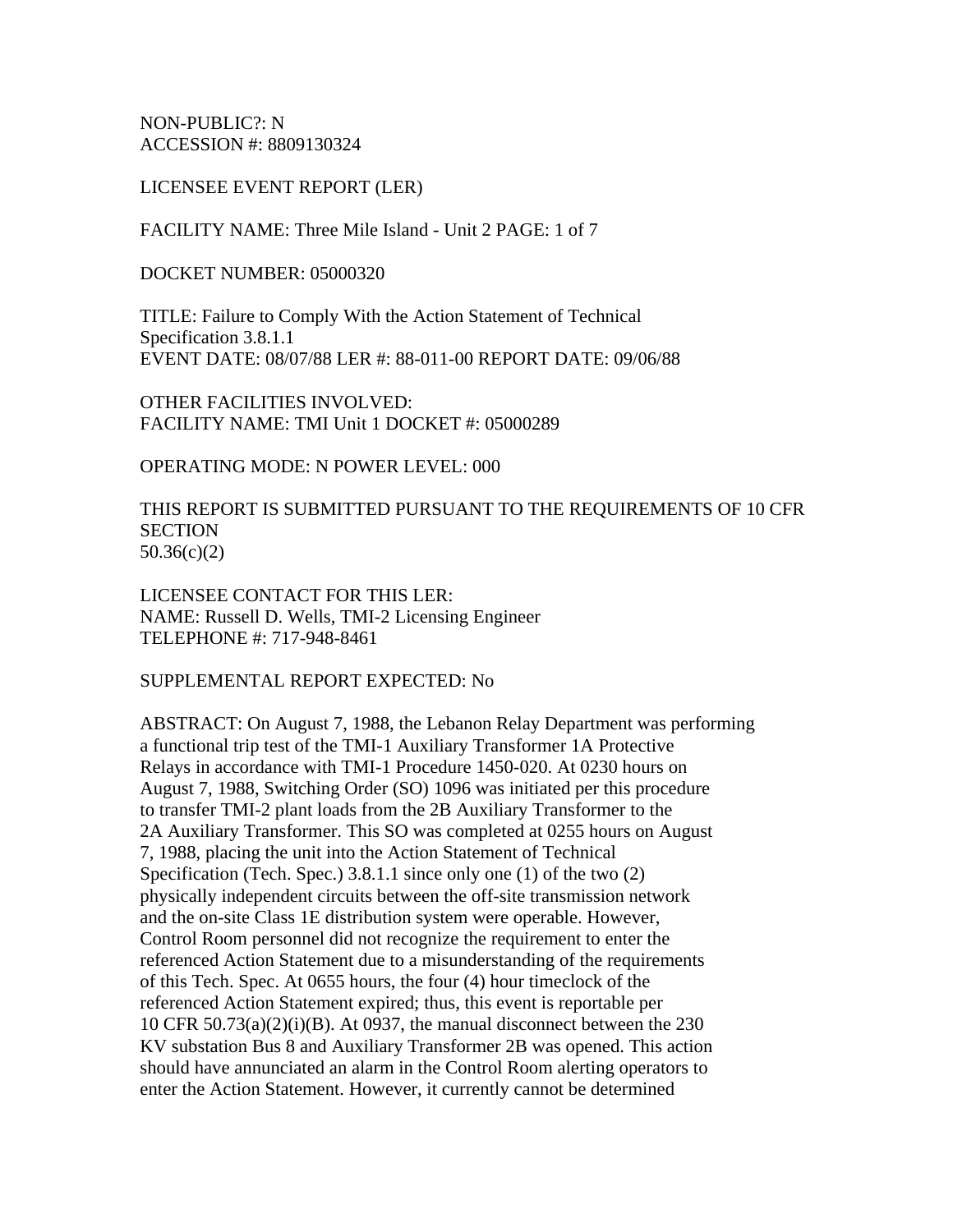NON-PUBLIC?: N
ACCESSION #: 8809130324

LICENSEE EVENT REPORT (LER)

FACILITY NAME: Three Mile Island - Unit 2 PAGE: 1 of 7

DOCKET NUMBER: 05000320

TITLE: Failure to Comply With the Action Statement of Technical Specification 3.8.1.1
EVENT DATE: 08/07/88 LER #: 88-011-00 REPORT DATE: 09/06/88

OTHER FACILITIES INVOLVED:
FACILITY NAME: TMI Unit 1 DOCKET #: 05000289

OPERATING MODE: N POWER LEVEL: 000

THIS REPORT IS SUBMITTED PURSUANT TO THE REQUIREMENTS OF 10 CFR SECTION 50.36(c)(2)

LICENSEE CONTACT FOR THIS LER:
NAME: Russell D. Wells, TMI-2 Licensing Engineer
TELEPHONE #: 717-948-8461

SUPPLEMENTAL REPORT EXPECTED: No

ABSTRACT: On August 7, 1988, the Lebanon Relay Department was performing a functional trip test of the TMI-1 Auxiliary Transformer 1A Protective Relays in accordance with TMI-1 Procedure 1450-020. At 0230 hours on August 7, 1988, Switching Order (SO) 1096 was initiated per this procedure to transfer TMI-2 plant loads from the 2B Auxiliary Transformer to the 2A Auxiliary Transformer. This SO was completed at 0255 hours on August 7, 1988, placing the unit into the Action Statement of Technical Specification (Tech. Spec.) 3.8.1.1 since only one (1) of the two (2) physically independent circuits between the off-site transmission network and the on-site Class 1E distribution system were operable. However, Control Room personnel did not recognize the requirement to enter the referenced Action Statement due to a misunderstanding of the requirements of this Tech. Spec. At 0655 hours, the four (4) hour timeclock of the referenced Action Statement expired; thus, this event is reportable per 10 CFR 50.73(a)(2)(i)(B). At 0937, the manual disconnect between the 230 KV substation Bus 8 and Auxiliary Transformer 2B was opened. This action should have annunciated an alarm in the Control Room alerting operators to enter the Action Statement. However, it currently cannot be determined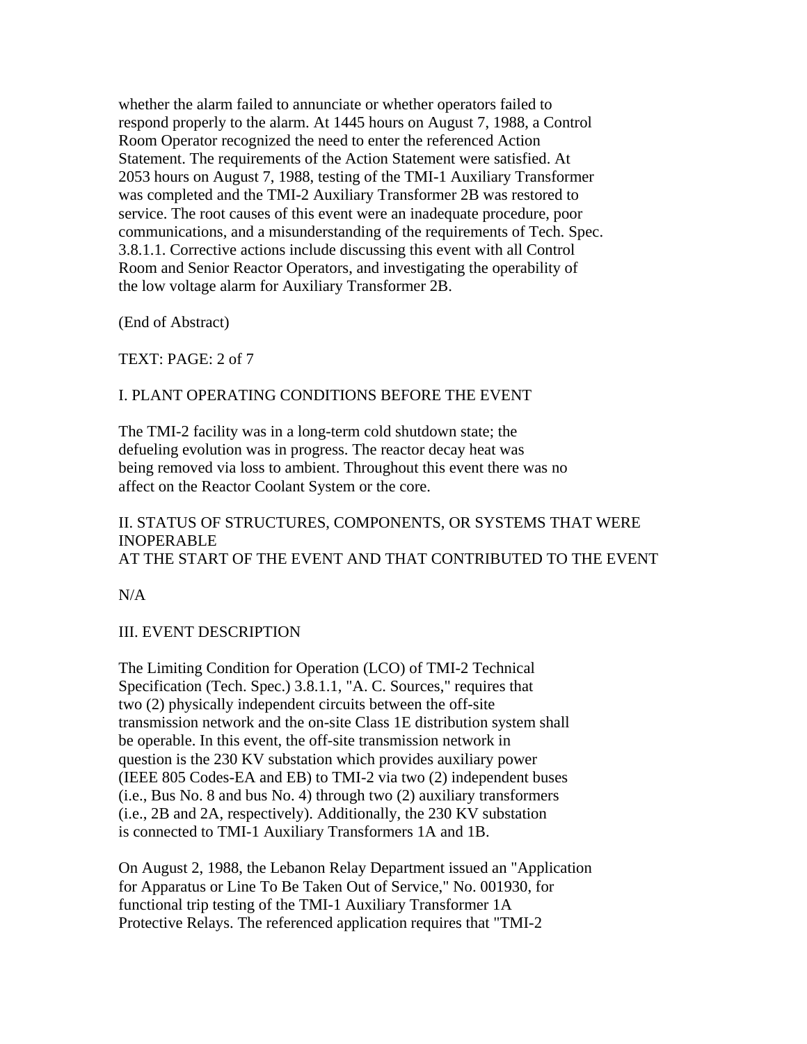whether the alarm failed to annunciate or whether operators failed to respond properly to the alarm. At 1445 hours on August 7, 1988, a Control Room Operator recognized the need to enter the referenced Action Statement. The requirements of the Action Statement were satisfied. At 2053 hours on August 7, 1988, testing of the TMI-1 Auxiliary Transformer was completed and the TMI-2 Auxiliary Transformer 2B was restored to service. The root causes of this event were an inadequate procedure, poor communications, and a misunderstanding of the requirements of Tech. Spec. 3.8.1.1. Corrective actions include discussing this event with all Control Room and Senior Reactor Operators, and investigating the operability of the low voltage alarm for Auxiliary Transformer 2B.

(End of Abstract)

TEXT: PAGE: 2 of 7

## I. PLANT OPERATING CONDITIONS BEFORE THE EVENT

The TMI-2 facility was in a long-term cold shutdown state; the defueling evolution was in progress. The reactor decay heat was being removed via loss to ambient. Throughout this event there was no affect on the Reactor Coolant System or the core.

## II. STATUS OF STRUCTURES, COMPONENTS, OR SYSTEMS THAT WERE INOPERABLE AT THE START OF THE EVENT AND THAT CONTRIBUTED TO THE EVENT

N/A

## III. EVENT DESCRIPTION

The Limiting Condition for Operation (LCO) of TMI-2 Technical Specification (Tech. Spec.) 3.8.1.1, "A. C. Sources," requires that two (2) physically independent circuits between the off-site transmission network and the on-site Class 1E distribution system shall be operable. In this event, the off-site transmission network in question is the 230 KV substation which provides auxiliary power (IEEE 805 Codes-EA and EB) to TMI-2 via two (2) independent buses (i.e., Bus No. 8 and bus No. 4) through two (2) auxiliary transformers (i.e., 2B and 2A, respectively). Additionally, the 230 KV substation is connected to TMI-1 Auxiliary Transformers 1A and 1B.

On August 2, 1988, the Lebanon Relay Department issued an "Application for Apparatus or Line To Be Taken Out of Service," No. 001930, for functional trip testing of the TMI-1 Auxiliary Transformer 1A Protective Relays. The referenced application requires that "TMI-2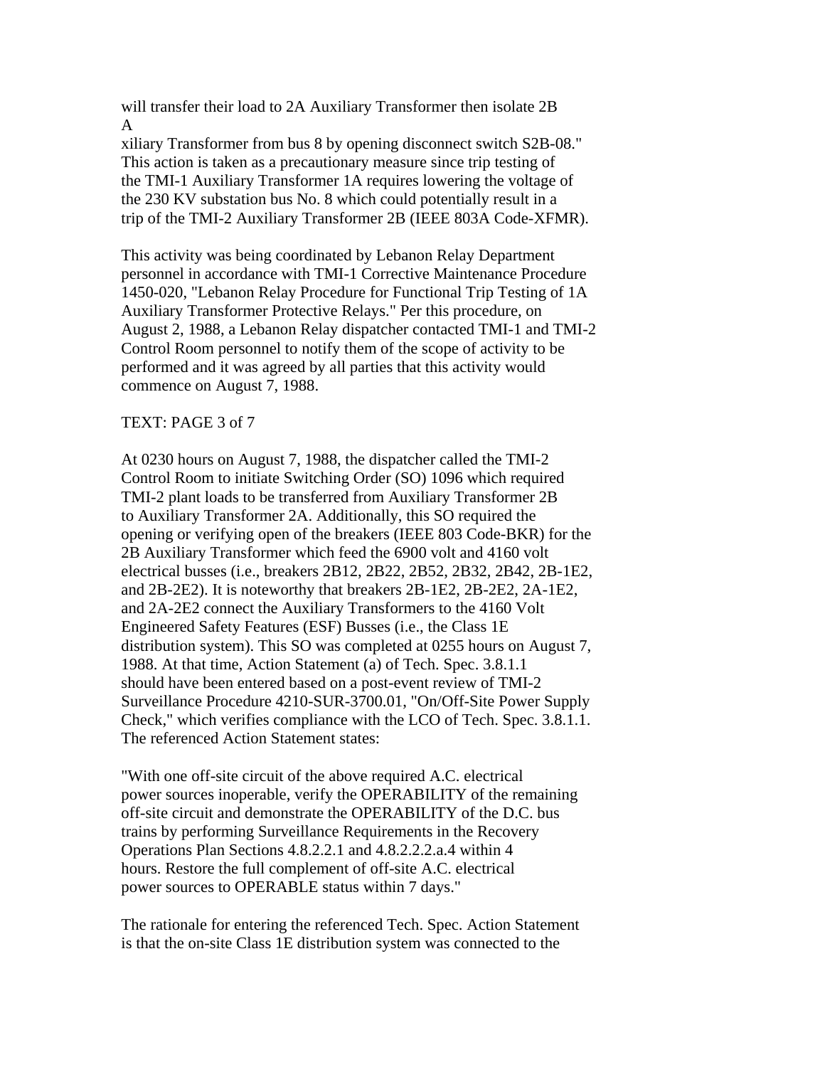will transfer their load to 2A Auxiliary Transformer then isolate 2B A

xiliary Transformer from bus 8 by opening disconnect switch S2B-08." This action is taken as a precautionary measure since trip testing of the TMI-1 Auxiliary Transformer 1A requires lowering the voltage of the 230 KV substation bus No. 8 which could potentially result in a trip of the TMI-2 Auxiliary Transformer 2B (IEEE 803A Code-XFMR).

This activity was being coordinated by Lebanon Relay Department personnel in accordance with TMI-1 Corrective Maintenance Procedure 1450-020, "Lebanon Relay Procedure for Functional Trip Testing of 1A Auxiliary Transformer Protective Relays." Per this procedure, on August 2, 1988, a Lebanon Relay dispatcher contacted TMI-1 and TMI-2 Control Room personnel to notify them of the scope of activity to be performed and it was agreed by all parties that this activity would commence on August 7, 1988.

TEXT: PAGE 3 of 7

At 0230 hours on August 7, 1988, the dispatcher called the TMI-2 Control Room to initiate Switching Order (SO) 1096 which required TMI-2 plant loads to be transferred from Auxiliary Transformer 2B to Auxiliary Transformer 2A. Additionally, this SO required the opening or verifying open of the breakers (IEEE 803 Code-BKR) for the 2B Auxiliary Transformer which feed the 6900 volt and 4160 volt electrical busses (i.e., breakers 2B12, 2B22, 2B52, 2B32, 2B42, 2B-1E2, and 2B-2E2). It is noteworthy that breakers 2B-1E2, 2B-2E2, 2A-1E2, and 2A-2E2 connect the Auxiliary Transformers to the 4160 Volt Engineered Safety Features (ESF) Busses (i.e., the Class 1E distribution system). This SO was completed at 0255 hours on August 7, 1988. At that time, Action Statement (a) of Tech. Spec. 3.8.1.1 should have been entered based on a post-event review of TMI-2 Surveillance Procedure 4210-SUR-3700.01, "On/Off-Site Power Supply Check," which verifies compliance with the LCO of Tech. Spec. 3.8.1.1. The referenced Action Statement states:

"With one off-site circuit of the above required A.C. electrical power sources inoperable, verify the OPERABILITY of the remaining off-site circuit and demonstrate the OPERABILITY of the D.C. bus trains by performing Surveillance Requirements in the Recovery Operations Plan Sections 4.8.2.2.1 and 4.8.2.2.2.a.4 within 4 hours. Restore the full complement of off-site A.C. electrical power sources to OPERABLE status within 7 days."

The rationale for entering the referenced Tech. Spec. Action Statement is that the on-site Class 1E distribution system was connected to the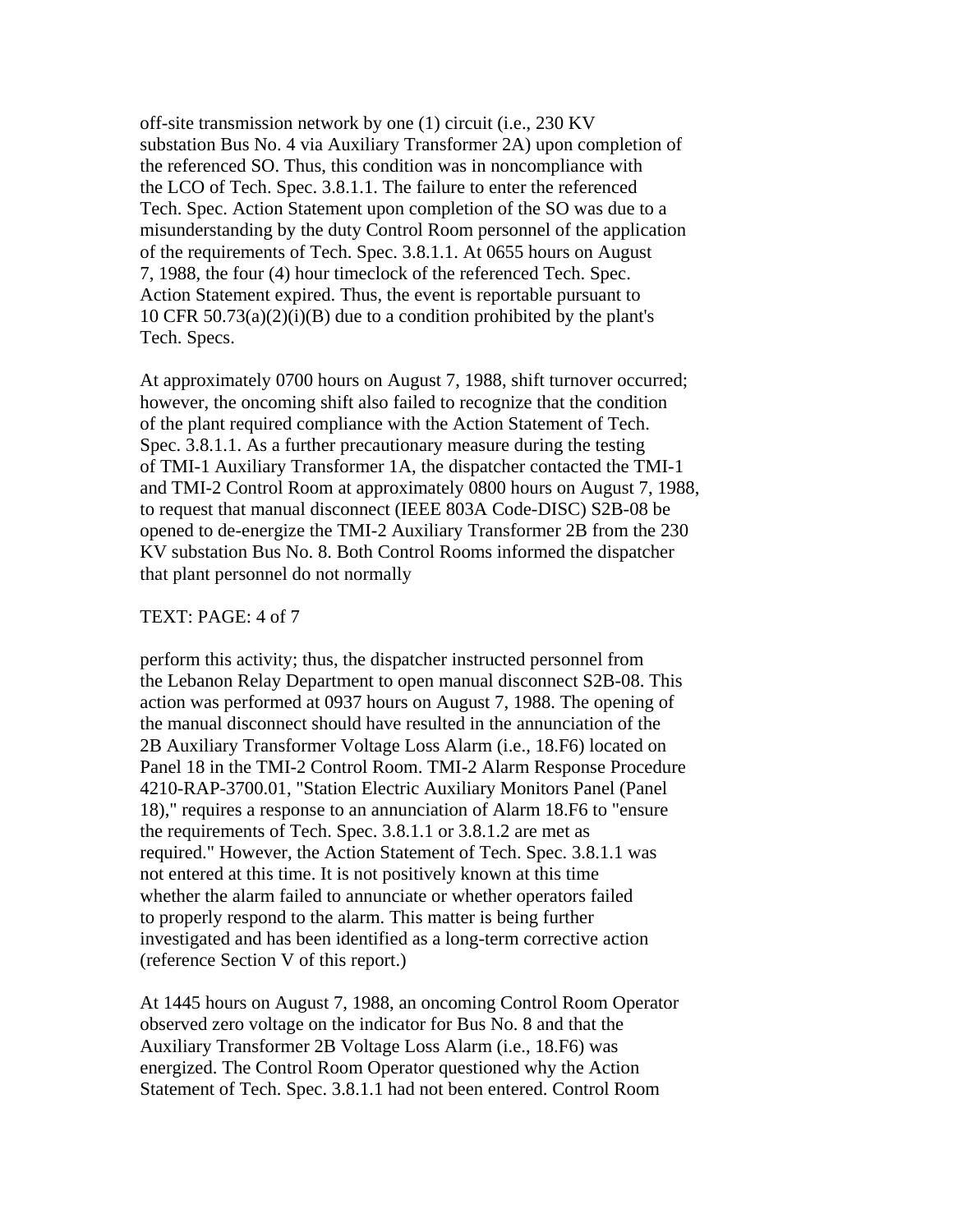off-site transmission network by one (1) circuit (i.e., 230 KV substation Bus No. 4 via Auxiliary Transformer 2A) upon completion of the referenced SO. Thus, this condition was in noncompliance with the LCO of Tech. Spec. 3.8.1.1. The failure to enter the referenced Tech. Spec. Action Statement upon completion of the SO was due to a misunderstanding by the duty Control Room personnel of the application of the requirements of Tech. Spec. 3.8.1.1. At 0655 hours on August 7, 1988, the four (4) hour timeclock of the referenced Tech. Spec. Action Statement expired. Thus, the event is reportable pursuant to 10 CFR 50.73(a)(2)(i)(B) due to a condition prohibited by the plant's Tech. Specs.

At approximately 0700 hours on August 7, 1988, shift turnover occurred; however, the oncoming shift also failed to recognize that the condition of the plant required compliance with the Action Statement of Tech. Spec. 3.8.1.1. As a further precautionary measure during the testing of TMI-1 Auxiliary Transformer 1A, the dispatcher contacted the TMI-1 and TMI-2 Control Room at approximately 0800 hours on August 7, 1988, to request that manual disconnect (IEEE 803A Code-DISC) S2B-08 be opened to de-energize the TMI-2 Auxiliary Transformer 2B from the 230 KV substation Bus No. 8. Both Control Rooms informed the dispatcher that plant personnel do not normally

TEXT: PAGE: 4 of 7

perform this activity; thus, the dispatcher instructed personnel from the Lebanon Relay Department to open manual disconnect S2B-08. This action was performed at 0937 hours on August 7, 1988. The opening of the manual disconnect should have resulted in the annunciation of the 2B Auxiliary Transformer Voltage Loss Alarm (i.e., 18.F6) located on Panel 18 in the TMI-2 Control Room. TMI-2 Alarm Response Procedure 4210-RAP-3700.01, "Station Electric Auxiliary Monitors Panel (Panel 18)," requires a response to an annunciation of Alarm 18.F6 to "ensure the requirements of Tech. Spec. 3.8.1.1 or 3.8.1.2 are met as required." However, the Action Statement of Tech. Spec. 3.8.1.1 was not entered at this time. It is not positively known at this time whether the alarm failed to annunciate or whether operators failed to properly respond to the alarm. This matter is being further investigated and has been identified as a long-term corrective action (reference Section V of this report.)

At 1445 hours on August 7, 1988, an oncoming Control Room Operator observed zero voltage on the indicator for Bus No. 8 and that the Auxiliary Transformer 2B Voltage Loss Alarm (i.e., 18.F6) was energized. The Control Room Operator questioned why the Action Statement of Tech. Spec. 3.8.1.1 had not been entered. Control Room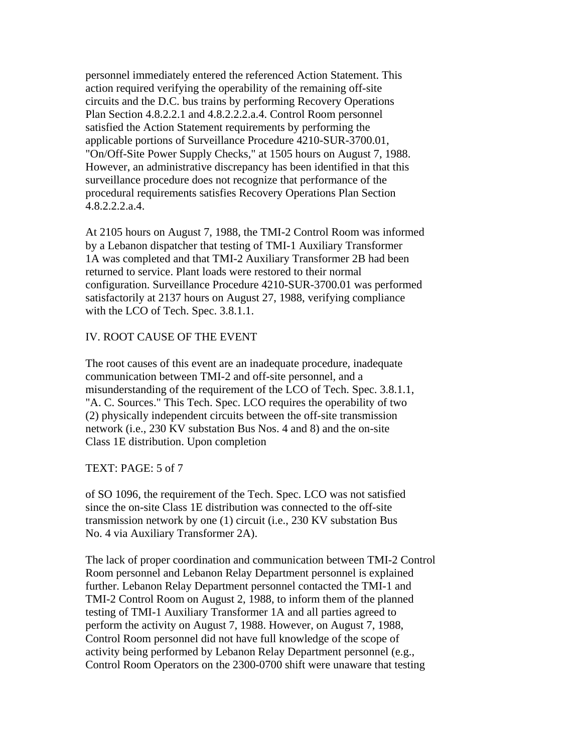personnel immediately entered the referenced Action Statement. This action required verifying the operability of the remaining off-site circuits and the D.C. bus trains by performing Recovery Operations Plan Section 4.8.2.2.1 and 4.8.2.2.2.a.4. Control Room personnel satisfied the Action Statement requirements by performing the applicable portions of Surveillance Procedure 4210-SUR-3700.01, "On/Off-Site Power Supply Checks," at 1505 hours on August 7, 1988. However, an administrative discrepancy has been identified in that this surveillance procedure does not recognize that performance of the procedural requirements satisfies Recovery Operations Plan Section 4.8.2.2.2.a.4.

At 2105 hours on August 7, 1988, the TMI-2 Control Room was informed by a Lebanon dispatcher that testing of TMI-1 Auxiliary Transformer 1A was completed and that TMI-2 Auxiliary Transformer 2B had been returned to service. Plant loads were restored to their normal configuration. Surveillance Procedure 4210-SUR-3700.01 was performed satisfactorily at 2137 hours on August 27, 1988, verifying compliance with the LCO of Tech. Spec. 3.8.1.1.

## IV. ROOT CAUSE OF THE EVENT

The root causes of this event are an inadequate procedure, inadequate communication between TMI-2 and off-site personnel, and a misunderstanding of the requirement of the LCO of Tech. Spec. 3.8.1.1, "A. C. Sources." This Tech. Spec. LCO requires the operability of two (2) physically independent circuits between the off-site transmission network (i.e., 230 KV substation Bus Nos. 4 and 8) and the on-site Class 1E distribution. Upon completion

TEXT: PAGE: 5 of 7

of SO 1096, the requirement of the Tech. Spec. LCO was not satisfied since the on-site Class 1E distribution was connected to the off-site transmission network by one (1) circuit (i.e., 230 KV substation Bus No. 4 via Auxiliary Transformer 2A).

The lack of proper coordination and communication between TMI-2 Control Room personnel and Lebanon Relay Department personnel is explained further. Lebanon Relay Department personnel contacted the TMI-1 and TMI-2 Control Room on August 2, 1988, to inform them of the planned testing of TMI-1 Auxiliary Transformer 1A and all parties agreed to perform the activity on August 7, 1988. However, on August 7, 1988, Control Room personnel did not have full knowledge of the scope of activity being performed by Lebanon Relay Department personnel (e.g., Control Room Operators on the 2300-0700 shift were unaware that testing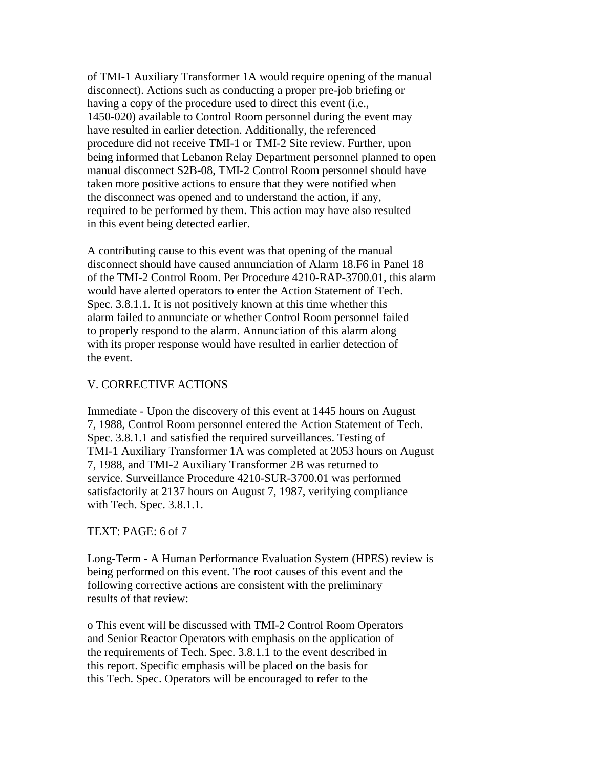of TMI-1 Auxiliary Transformer 1A would require opening of the manual disconnect). Actions such as conducting a proper pre-job briefing or having a copy of the procedure used to direct this event (i.e., 1450-020) available to Control Room personnel during the event may have resulted in earlier detection. Additionally, the referenced procedure did not receive TMI-1 or TMI-2 Site review. Further, upon being informed that Lebanon Relay Department personnel planned to open manual disconnect S2B-08, TMI-2 Control Room personnel should have taken more positive actions to ensure that they were notified when the disconnect was opened and to understand the action, if any, required to be performed by them. This action may have also resulted in this event being detected earlier.

A contributing cause to this event was that opening of the manual disconnect should have caused annunciation of Alarm 18.F6 in Panel 18 of the TMI-2 Control Room. Per Procedure 4210-RAP-3700.01, this alarm would have alerted operators to enter the Action Statement of Tech. Spec. 3.8.1.1. It is not positively known at this time whether this alarm failed to annunciate or whether Control Room personnel failed to properly respond to the alarm. Annunciation of this alarm along with its proper response would have resulted in earlier detection of the event.

## V. CORRECTIVE ACTIONS

Immediate - Upon the discovery of this event at 1445 hours on August 7, 1988, Control Room personnel entered the Action Statement of Tech. Spec. 3.8.1.1 and satisfied the required surveillances. Testing of TMI-1 Auxiliary Transformer 1A was completed at 2053 hours on August 7, 1988, and TMI-2 Auxiliary Transformer 2B was returned to service. Surveillance Procedure 4210-SUR-3700.01 was performed satisfactorily at 2137 hours on August 7, 1987, verifying compliance with Tech. Spec. 3.8.1.1.

TEXT: PAGE: 6 of 7

Long-Term - A Human Performance Evaluation System (HPES) review is being performed on this event. The root causes of this event and the following corrective actions are consistent with the preliminary results of that review:

o This event will be discussed with TMI-2 Control Room Operators and Senior Reactor Operators with emphasis on the application of the requirements of Tech. Spec. 3.8.1.1 to the event described in this report. Specific emphasis will be placed on the basis for this Tech. Spec. Operators will be encouraged to refer to the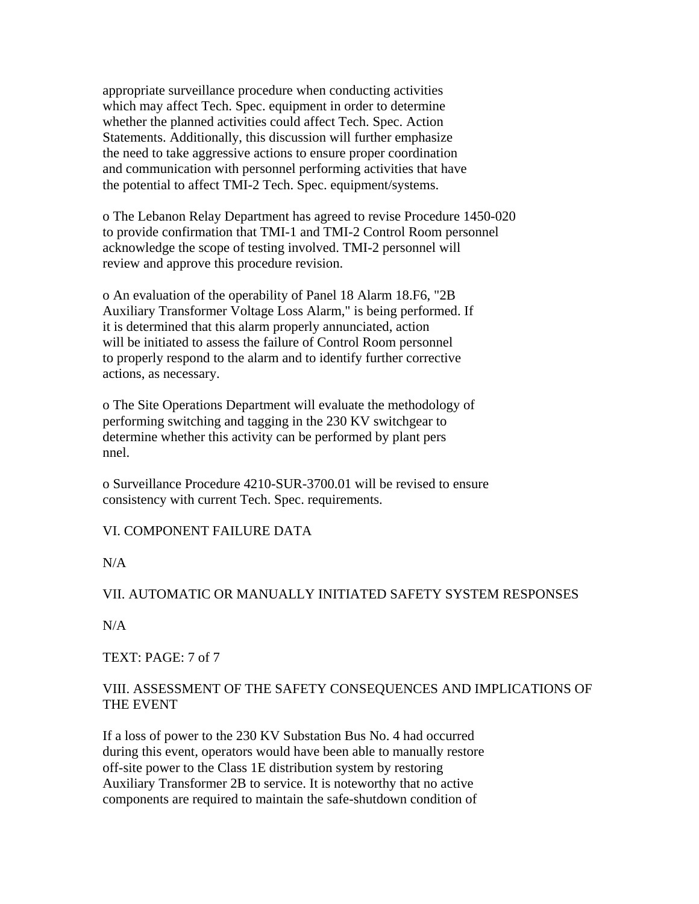appropriate surveillance procedure when conducting activities which may affect Tech. Spec. equipment in order to determine whether the planned activities could affect Tech. Spec. Action Statements. Additionally, this discussion will further emphasize the need to take aggressive actions to ensure proper coordination and communication with personnel performing activities that have the potential to affect TMI-2 Tech. Spec. equipment/systems.

o The Lebanon Relay Department has agreed to revise Procedure 1450-020 to provide confirmation that TMI-1 and TMI-2 Control Room personnel acknowledge the scope of testing involved. TMI-2 personnel will review and approve this procedure revision.

o An evaluation of the operability of Panel 18 Alarm 18.F6, "2B Auxiliary Transformer Voltage Loss Alarm," is being performed. If it is determined that this alarm properly annunciated, action will be initiated to assess the failure of Control Room personnel to properly respond to the alarm and to identify further corrective actions, as necessary.

o The Site Operations Department will evaluate the methodology of performing switching and tagging in the 230 KV switchgear to determine whether this activity can be performed by plant pers nnel.

o Surveillance Procedure 4210-SUR-3700.01 will be revised to ensure consistency with current Tech. Spec. requirements.

VI. COMPONENT FAILURE DATA

N/A

VII. AUTOMATIC OR MANUALLY INITIATED SAFETY SYSTEM RESPONSES

N/A

TEXT: PAGE: 7 of 7

VIII. ASSESSMENT OF THE SAFETY CONSEQUENCES AND IMPLICATIONS OF THE EVENT

If a loss of power to the 230 KV Substation Bus No. 4 had occurred during this event, operators would have been able to manually restore off-site power to the Class 1E distribution system by restoring Auxiliary Transformer 2B to service. It is noteworthy that no active components are required to maintain the safe-shutdown condition of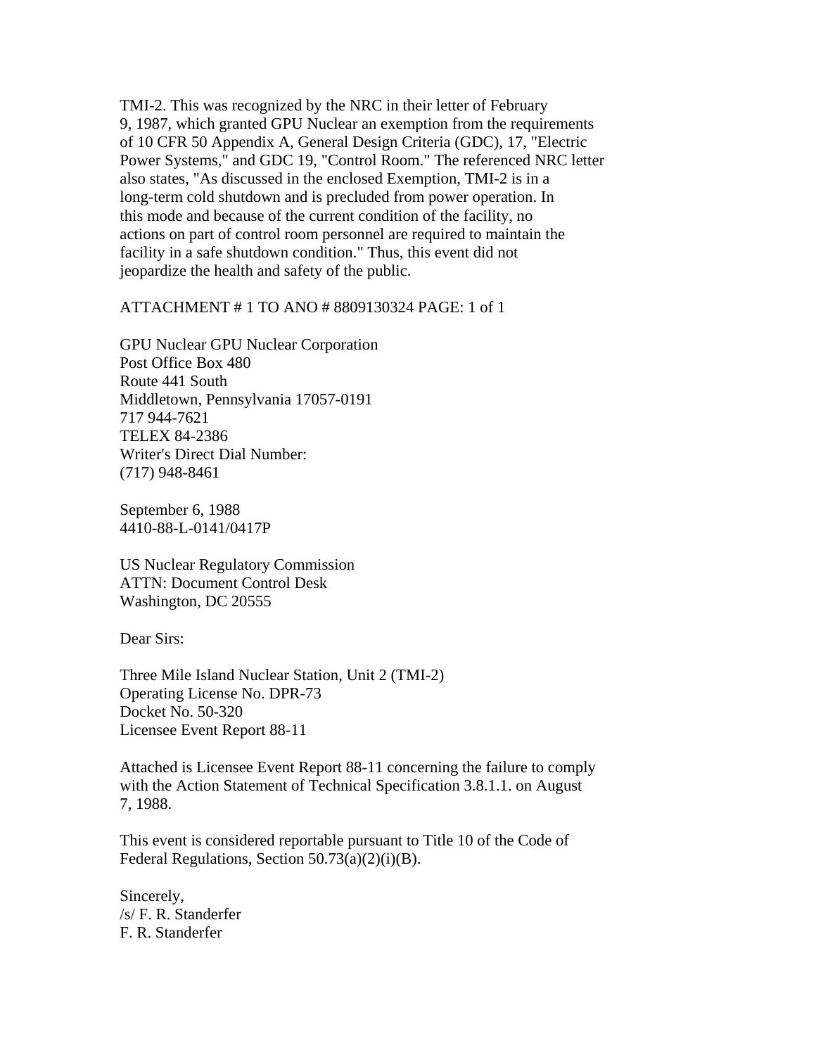TMI-2. This was recognized by the NRC in their letter of February 9, 1987, which granted GPU Nuclear an exemption from the requirements of 10 CFR 50 Appendix A, General Design Criteria (GDC), 17, "Electric Power Systems," and GDC 19, "Control Room." The referenced NRC letter also states, "As discussed in the enclosed Exemption, TMI-2 is in a long-term cold shutdown and is precluded from power operation. In this mode and because of the current condition of the facility, no actions on part of control room personnel are required to maintain the facility in a safe shutdown condition." Thus, this event did not jeopardize the health and safety of the public.

ATTACHMENT # 1 TO ANO # 8809130324 PAGE: 1 of 1

GPU Nuclear GPU Nuclear Corporation
Post Office Box 480
Route 441 South
Middletown, Pennsylvania 17057-0191
717 944-7621
TELEX 84-2386
Writer's Direct Dial Number:
(717) 948-8461

September 6, 1988
4410-88-L-0141/0417P

US Nuclear Regulatory Commission
ATTN: Document Control Desk
Washington, DC 20555

Dear Sirs:

Three Mile Island Nuclear Station, Unit 2 (TMI-2)
Operating License No. DPR-73
Docket No. 50-320
Licensee Event Report 88-11

Attached is Licensee Event Report 88-11 concerning the failure to comply with the Action Statement of Technical Specification 3.8.1.1. on August 7, 1988.

This event is considered reportable pursuant to Title 10 of the Code of Federal Regulations, Section 50.73(a)(2)(i)(B).

Sincerely,
/s/ F. R. Standerfer
F. R. Standerfer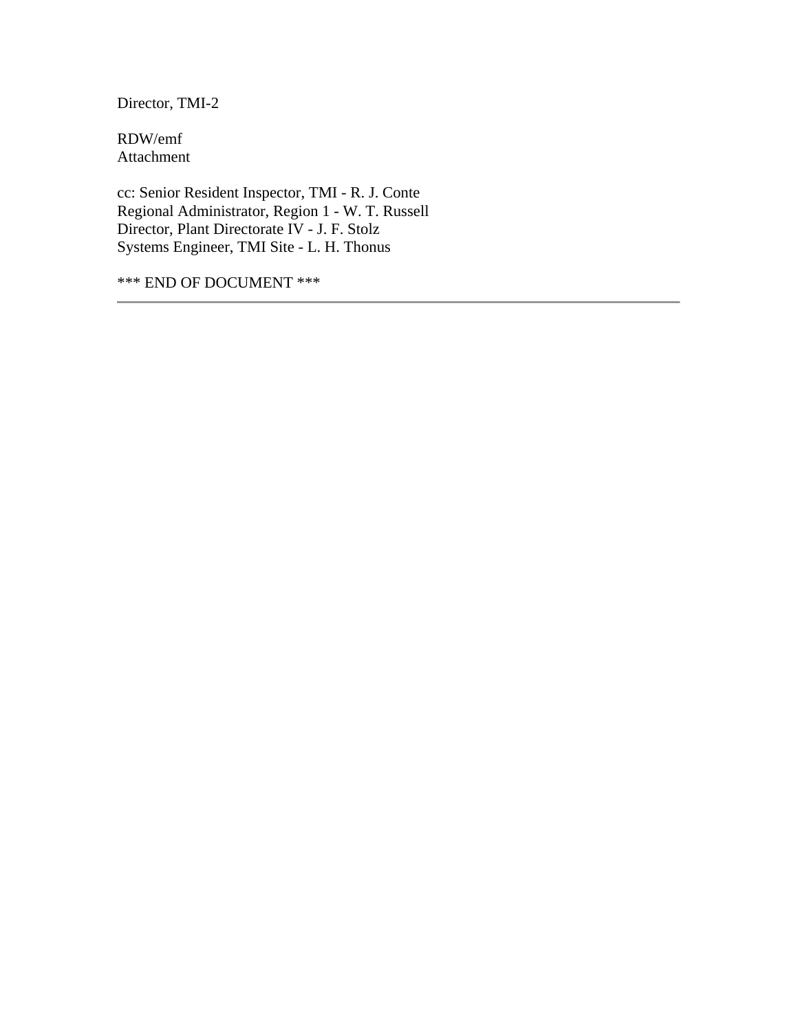Director, TMI-2

RDW/emf
Attachment

cc: Senior Resident Inspector, TMI - R. J. Conte
Regional Administrator, Region 1 - W. T. Russell
Director, Plant Directorate IV - J. F. Stolz
Systems Engineer, TMI Site - L. H. Thonus

*** END OF DOCUMENT ***

---